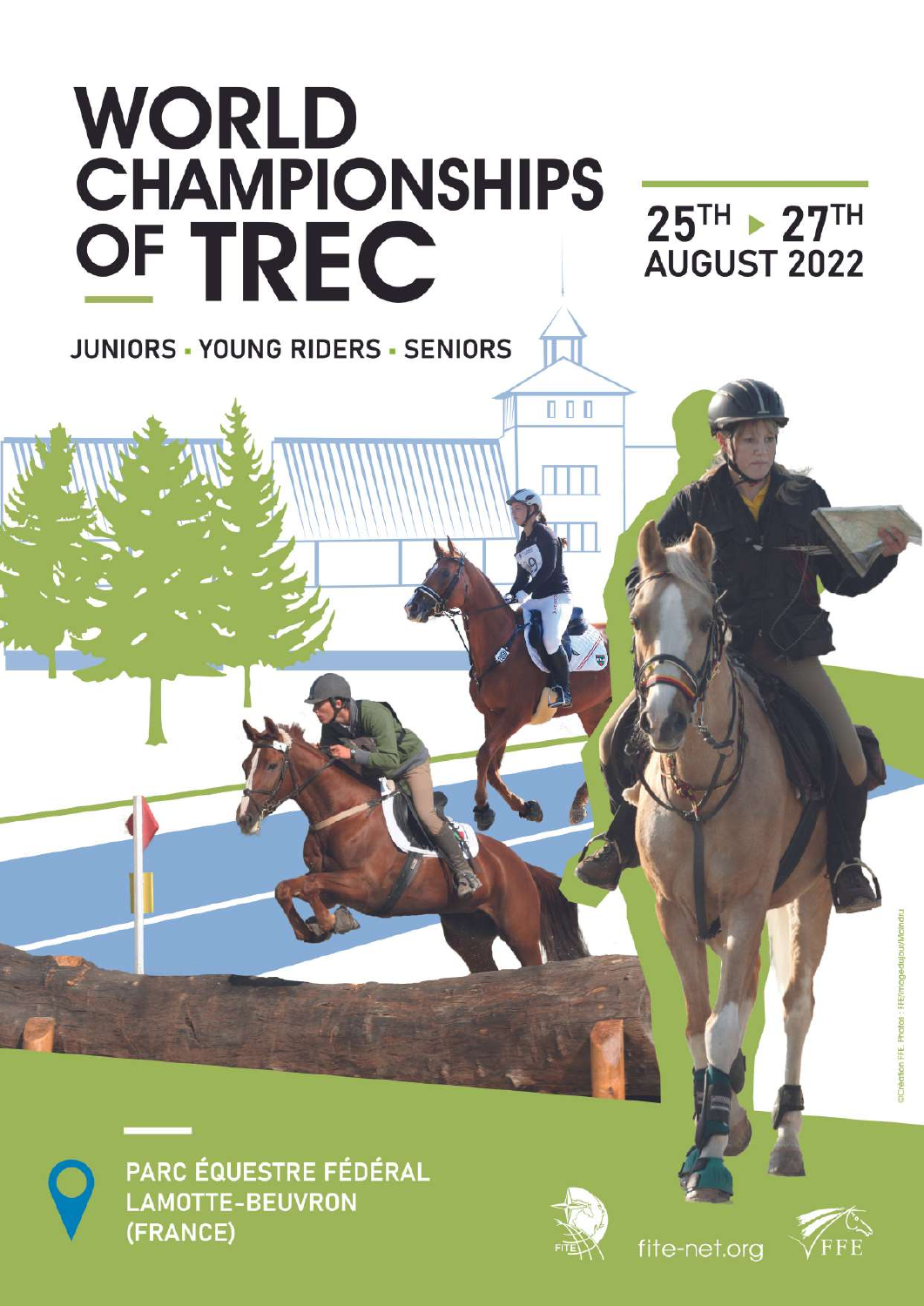# WORLD CHAMPIONSHIPS OF TREC

## 25TH ▸ 27TH AUGUST 2022

JUNIORS - YOUNG RIDERS - SENIORS

PARC ÉQUESTRE FÉDÉRAL
LAMOTTE-BEUVRON
(FRANCE)

fite-net.org

©Création FFE. Photos : FFE/maindruphoto/Micandru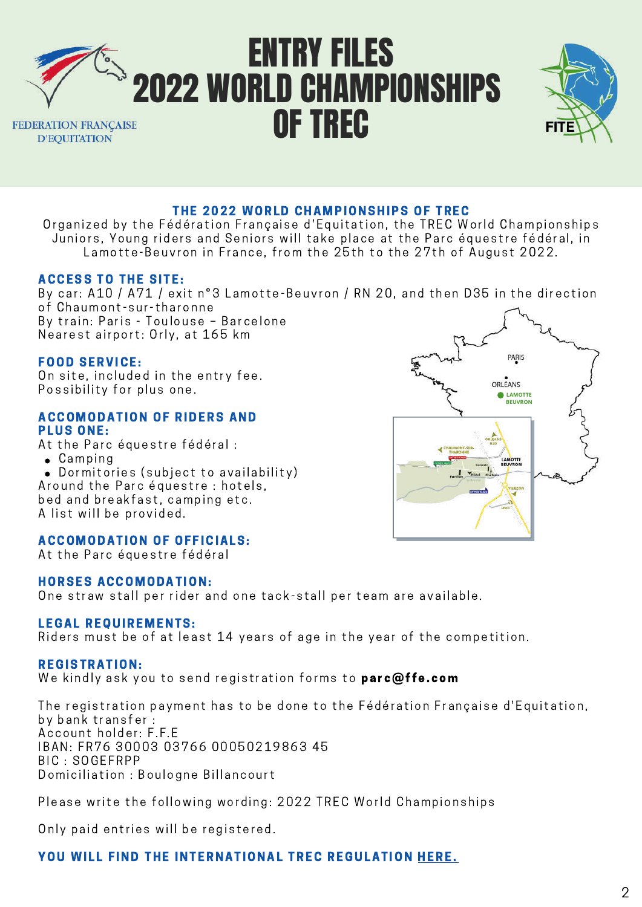# ENTRY FILES 2022 WORLD CHAMPIONSHIPS OF TREC

FEDERATION FRANÇAISE D'EQUITATION

FITE

## THE 2022 WORLD CHAMPIONSHIPS OF TREC

Organized by the Fédération Française d'Equitation, the TREC World Championships Juniors, Young riders and Seniors will take place at the Parc équestre fédéral, in Lamotte-Beuvron in France, from the 25th to the 27th of August 2022.

### ACCESS TO THE SITE:

By car: A10 / A71 / exit n°3 Lamotte-Beuvron / RN 20, and then D35 in the direction of Chaumont-sur-tharonne
By train: Paris - Toulouse – Barcelone
Nearest airport: Orly, at 165 km

### FOOD SERVICE:

On site, included in the entry fee.
Possibility for plus one.

### ACCOMODATION OF RIDERS AND PLUS ONE:

At the Parc équestre fédéral :

- Camping
- Dormitories (subject to availability)

Around the Parc équestre : hotels, bed and breakfast, camping etc.
A list will be provided.

### ACCOMODATION OF OFFICIALS:

At the Parc équestre fédéral

### HORSES ACCOMODATION:

One straw stall per rider and one tack-stall per team are available.

### LEGAL REQUIREMENTS:

Riders must be of at least 14 years of age in the year of the competition.

### REGISTRATION:

We kindly ask you to send registration forms to **parc@ffe.com**

The registration payment has to be done to the Fédération Française d'Equitation, by bank transfer :
Account holder: F.F.E
IBAN: FR76 30003 03766 00050219863 45
BIC : SOGEFRPP
Domiciliation : Boulogne Billancourt

Please write the following wording: 2022 TREC World Championships

Only paid entries will be registered.

**YOU WILL FIND THE INTERNATIONAL TREC REGULATION HERE.**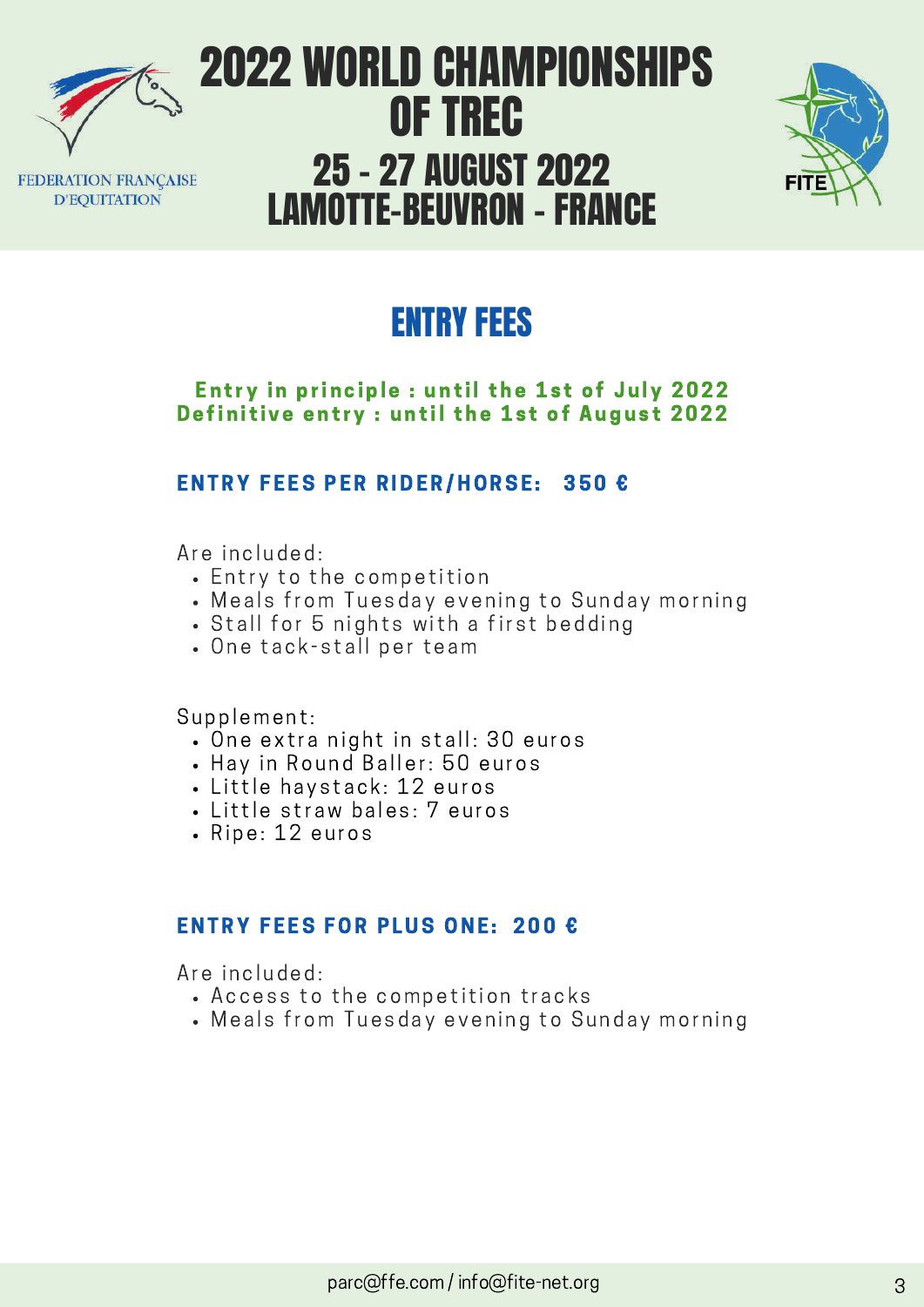FEDERATION FRANÇAISE D'EQUITATION

# 2022 WORLD CHAMPIONSHIPS OF TREC

## 25 - 27 AUGUST 2022 LAMOTTE-BEUVRON - FRANCE

FITE

# ENTRY FEES

**Entry in principle : until the 1st of July 2022**
**Definitive entry : until the 1st of August 2022**

### ENTRY FEES PER RIDER/HORSE: 350 €

Are included:

- Entry to the competition
- Meals from Tuesday evening to Sunday morning
- Stall for 5 nights with a first bedding
- One tack-stall per team

Supplement:

- One extra night in stall: 30 euros
- Hay in Round Baller: 50 euros
- Little haystack: 12 euros
- Little straw bales: 7 euros
- Ripe: 12 euros

### ENTRY FEES FOR PLUS ONE: 200 €

Are included:

- Access to the competition tracks
- Meals from Tuesday evening to Sunday morning

parc@ffe.com / info@fite-net.org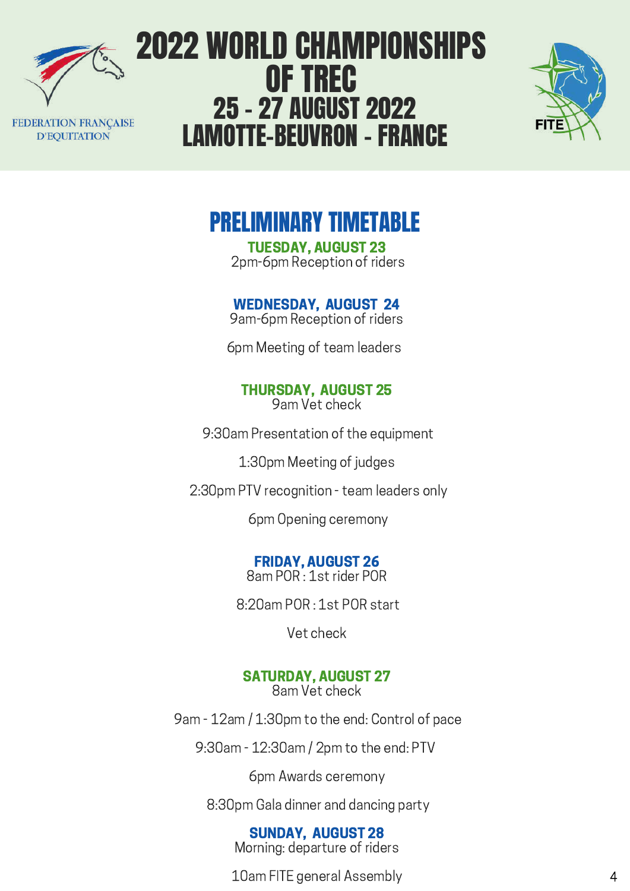FEDERATION FRANÇAISE D'EQUITATION

# 2022 WORLD CHAMPIONSHIPS OF TREC

## 25 - 27 AUGUST 2022
## LAMOTTE-BEUVRON - FRANCE

FITE

## PRELIMINARY TIMETABLE

### TUESDAY, AUGUST 23

2pm-6pm Reception of riders

### WEDNESDAY, AUGUST 24

9am-6pm Reception of riders

6pm Meeting of team leaders

### THURSDAY, AUGUST 25

9am Vet check

9:30am Presentation of the equipment

1:30pm Meeting of judges

2:30pm PTV recognition - team leaders only

6pm Opening ceremony

### FRIDAY, AUGUST 26

8am POR : 1st rider POR

8:20am POR : 1st POR start

Vet check

### SATURDAY, AUGUST 27

8am Vet check

9am - 12am / 1:30pm to the end: Control of pace

9:30am - 12:30am / 2pm to the end: PTV

6pm Awards ceremony

8:30pm Gala dinner and dancing party

### SUNDAY, AUGUST 28

Morning: departure of riders

10am FITE general Assembly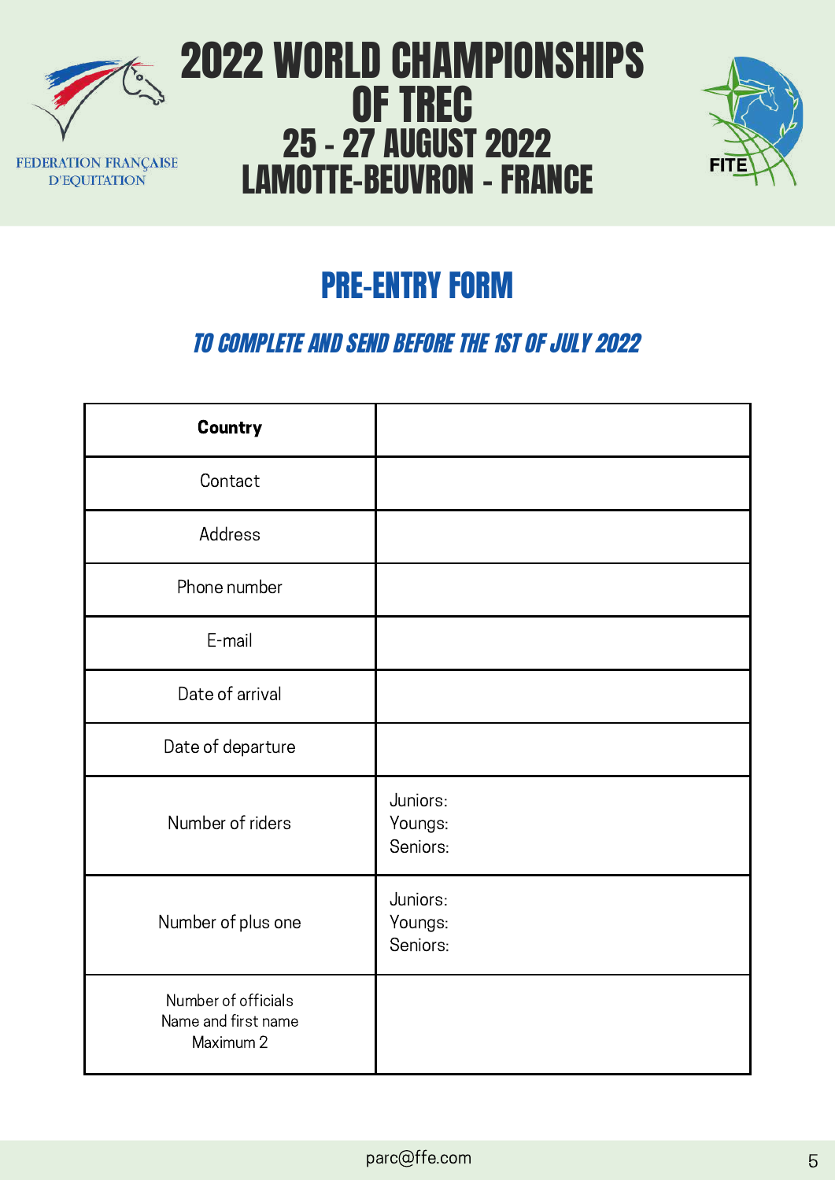FEDERATION FRANÇAISE D'EQUITATION

# 2022 WORLD CHAMPIONSHIPS OF TREC
## 25 - 27 AUGUST 2022
## LAMOTTE-BEUVRON - FRANCE

FITE

# PRE-ENTRY FORM

### *TO COMPLETE AND SEND BEFORE THE 1ST OF JULY 2022*

| **Country** | |
|---|---|
| Contact | |
| Address | |
| Phone number | |
| E-mail | |
| Date of arrival | |
| Date of departure | |
| Number of riders | Juniors:<br>Youngs:<br>Seniors: |
| Number of plus one | Juniors:<br>Youngs:<br>Seniors: |
| Number of officials<br>Name and first name<br>Maximum 2 | |

parc@ffe.com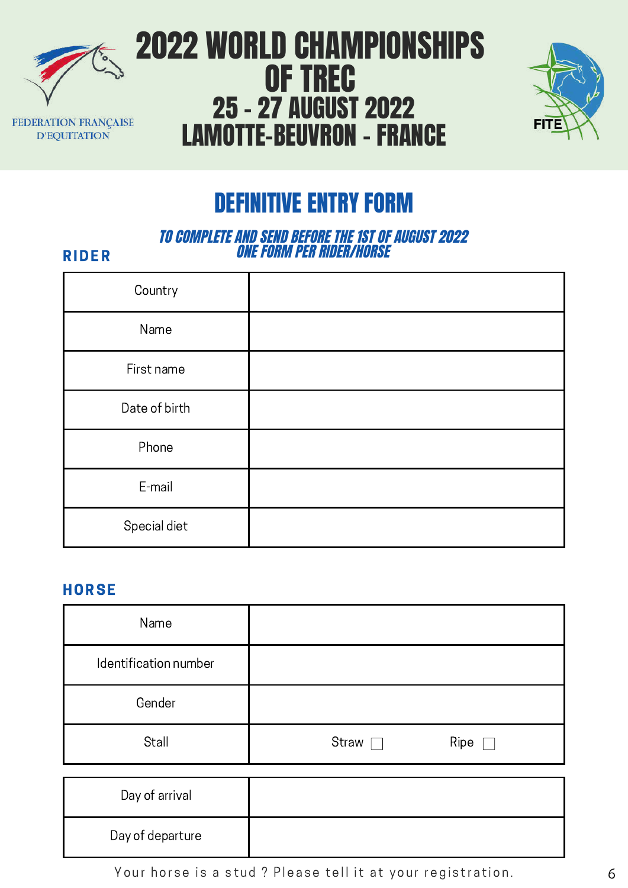FEDERATION FRANÇAISE D'EQUITATION

# 2022 WORLD CHAMPIONSHIPS OF TREC
## 25 - 27 AUGUST 2022
## LAMOTTE-BEUVRON - FRANCE

FITE

# DEFINITIVE ENTRY FORM

***TO COMPLETE AND SEND BEFORE THE 1ST OF AUGUST 2022***
***ONE FORM PER RIDER/HORSE***

### RIDER

| | |
|---|---|
| Country | |
| Name | |
| First name | |
| Date of birth | |
| Phone | |
| E-mail | |
| Special diet | |

### HORSE

| | |
|---|---|
| Name | |
| Identification number | |
| Gender | |
| Stall | Straw ☐ Ripe ☐ |

| | |
|---|---|
| Day of arrival | |
| Day of departure | |

Your horse is a stud ? Please tell it at your registration.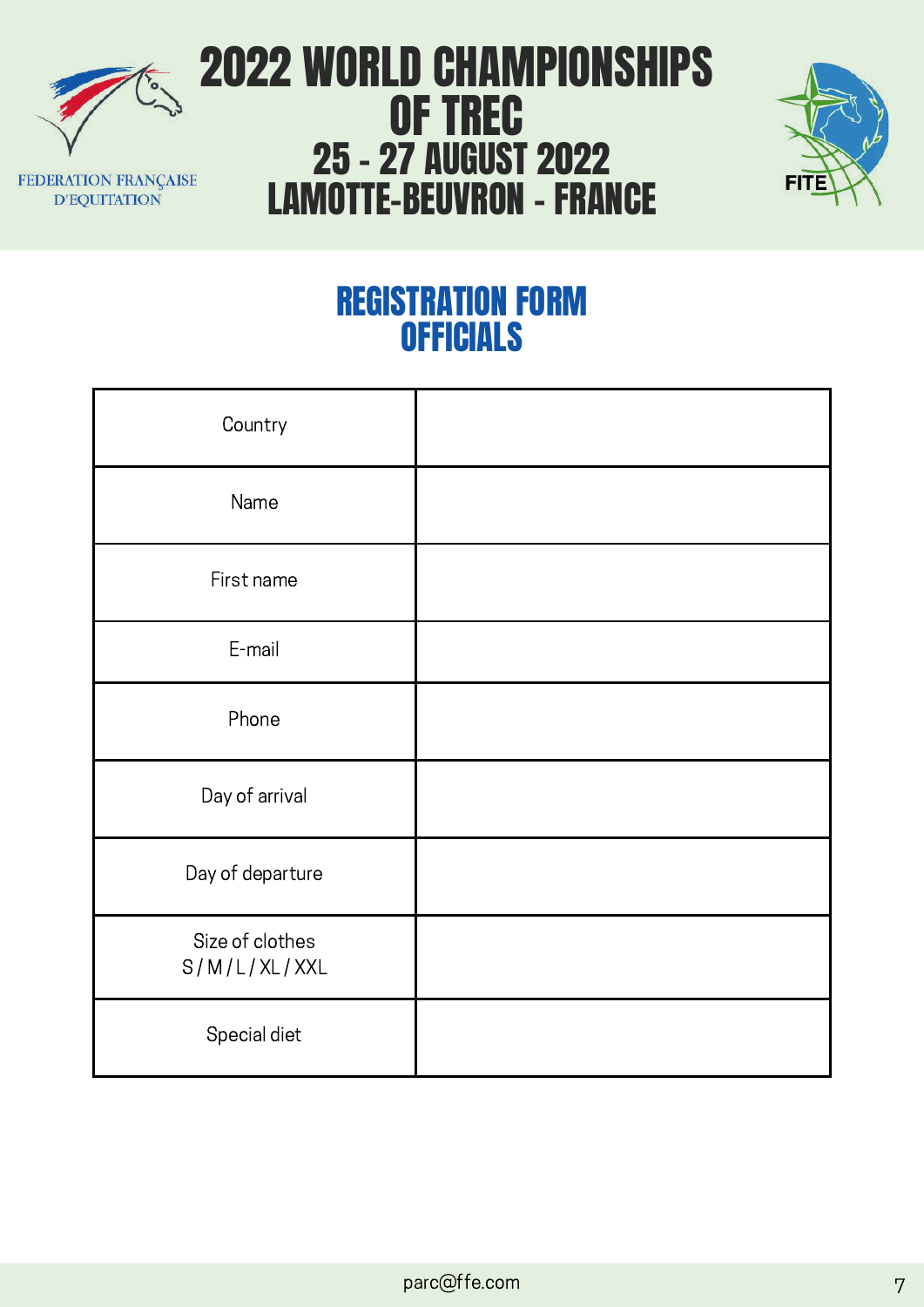FEDERATION FRANÇAISE D'EQUITATION

# 2022 WORLD CHAMPIONSHIPS OF TREC
## 25 - 27 AUGUST 2022
## LAMOTTE-BEUVRON - FRANCE

FITE

## REGISTRATION FORM
## OFFICIALS

| | |
|---|---|
| Country | |
| Name | |
| First name | |
| E-mail | |
| Phone | |
| Day of arrival | |
| Day of departure | |
| Size of clothes S / M / L / XL / XXL | |
| Special diet | |

parc@ffe.com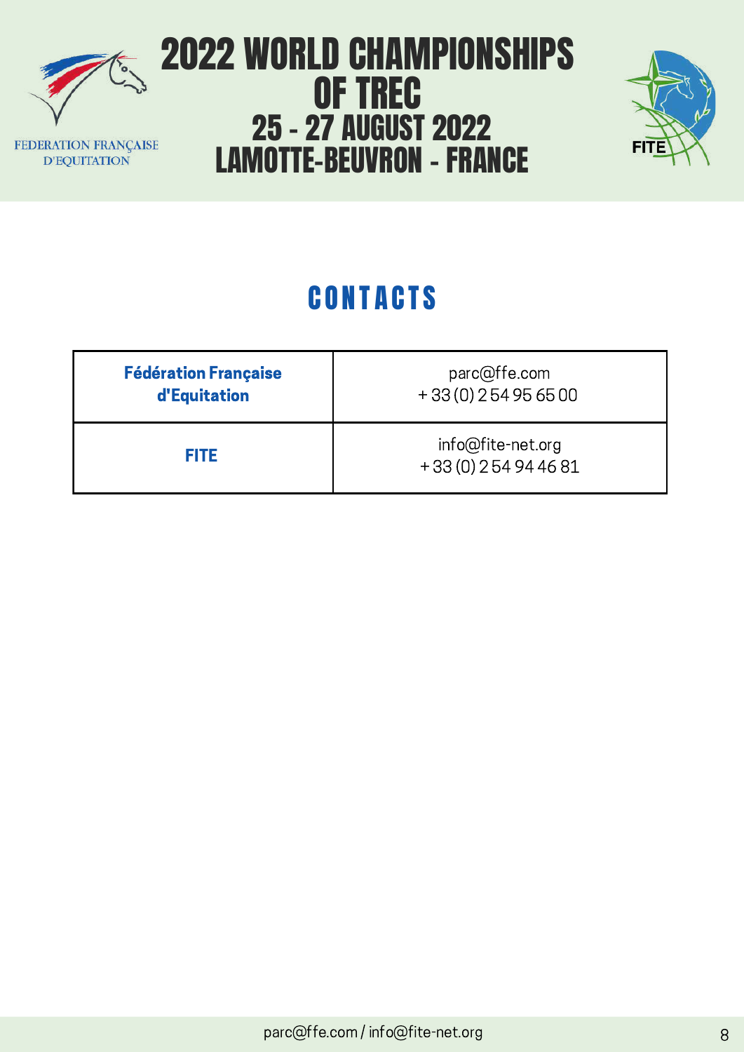## CONTACTS

| | |
|---|---|
| **Fédération Française d'Equitation** | parc@ffe.com<br>+ 33 (0) 2 54 95 65 00 |
| **FITE** | info@fite-net.org<br>+ 33 (0) 2 54 94 46 81 |